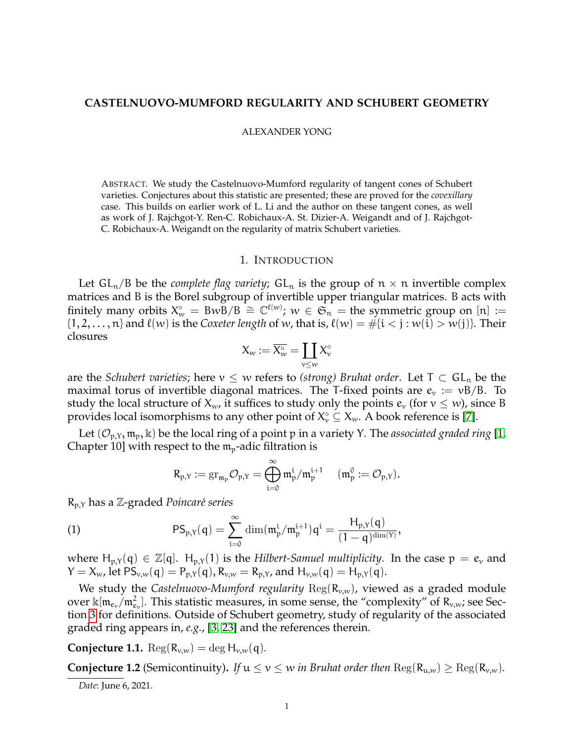# CASTELNUOVO-MUMFORD REGULARITY AND SCHUBERT GEOMETRY

ALEXANDER YONG

ABSTRACT. We study the Castelnuovo-Mumford regularity of tangent cones of Schubert varieties. Conjectures about this statistic are presented; these are proved for the *covexillary* case. This builds on earlier work of L. Li and the author on these tangent cones, as well as work of J. Rajchgot-Y. Ren-C. Robichaux-A. St. Dizier-A. Weigandt and of J. Rajchgot-C. Robichaux-A. Weigandt on the regularity of matrix Schubert varieties.

## 1. INTRODUCTION

Let $GL_n/B$ be the *complete flag variety*; $GL_n$ is the group of $n \times n$ invertible complex matrices and $B$ is the Borel subgroup of invertible upper triangular matrices. $B$ acts with finitely many orbits $X_w^\circ = BwB/B \cong \mathbb{C}^{\ell(w)}$; $w \in \mathfrak{S}_n =$ the symmetric group on $[n] := \{1, 2, \ldots, n\}$ and $\ell(w)$ is the *Coxeter length* of $w$, that is, $\ell(w) = \#\{i < j : w(i) > w(j)\}$. Their closures

$$X_w := \overline{X_w^\circ} = \coprod_{v \leq w} X_v^\circ$$

are the *Schubert varieties*; here $v \leq w$ refers to *(strong) Bruhat order*. Let $T \subset GL_n$ be the maximal torus of invertible diagonal matrices. The $T$-fixed points are $e_v := vB/B$. To study the local structure of $X_w$, it suffices to study only the points $e_v$ (for $v \leq w$), since $B$ provides local isomorphisms to any other point of $X_v^\circ \subseteq X_w$. A book reference is [7].

Let $(\mathcal{O}_{p,Y}, \mathfrak{m}_p, \Bbbk)$ be the local ring of a point $p$ in a variety $Y$. The *associated graded ring* [1, Chapter 10] with respect to the $\mathfrak{m}_p$-adic filtration is

$$R_{p,Y} := \mathrm{gr}_{\mathfrak{m}_p} \mathcal{O}_{p,Y} = \bigoplus_{i=0}^{\infty} \mathfrak{m}_p^i/\mathfrak{m}_p^{i+1} \quad (\mathfrak{m}_p^0 := \mathcal{O}_{p,Y}).$$

$R_{p,Y}$ has a $\mathbb{Z}$-graded *Poincaré series*

$$\mathsf{PS}_{p,Y}(q) = \sum_{i=0}^{\infty} \dim(\mathfrak{m}_p^i/\mathfrak{m}_p^{i+1}) q^i = \frac{H_{p,Y}(q)}{(1-q)^{\dim(Y)}}, \tag{1}$$

where $H_{p,Y}(q) \in \mathbb{Z}[q]$. $H_{p,Y}(1)$ is the *Hilbert-Samuel multiplicity*. In the case $p = e_v$ and $Y = X_w$, let $\mathsf{PS}_{v,w}(q) = P_{p,Y}(q)$, $R_{v,w} = R_{p,Y}$, and $H_{v,w}(q) = H_{p,Y}(q)$.

We study the *Castelnuovo-Mumford regularity* $\mathrm{Reg}(R_{v,w})$, viewed as a graded module over $\Bbbk[\mathfrak{m}_{e_v}/\mathfrak{m}_{e_v}^2]$. This statistic measures, in some sense, the "complexity" of $R_{v,w}$; see Section 3 for definitions. Outside of Schubert geometry, study of regularity of the associated graded ring appears in, *e.g.*, [3, 23] and the references therein.

**Conjecture 1.1.** $\mathrm{Reg}(R_{v,w}) = \deg H_{v,w}(q)$.

**Conjecture 1.2** (Semicontinuity). *If $u \leq v \leq w$ in Bruhat order then* $\mathrm{Reg}(R_{u,w}) \geq \mathrm{Reg}(R_{v,w})$.

*Date*: June 6, 2021.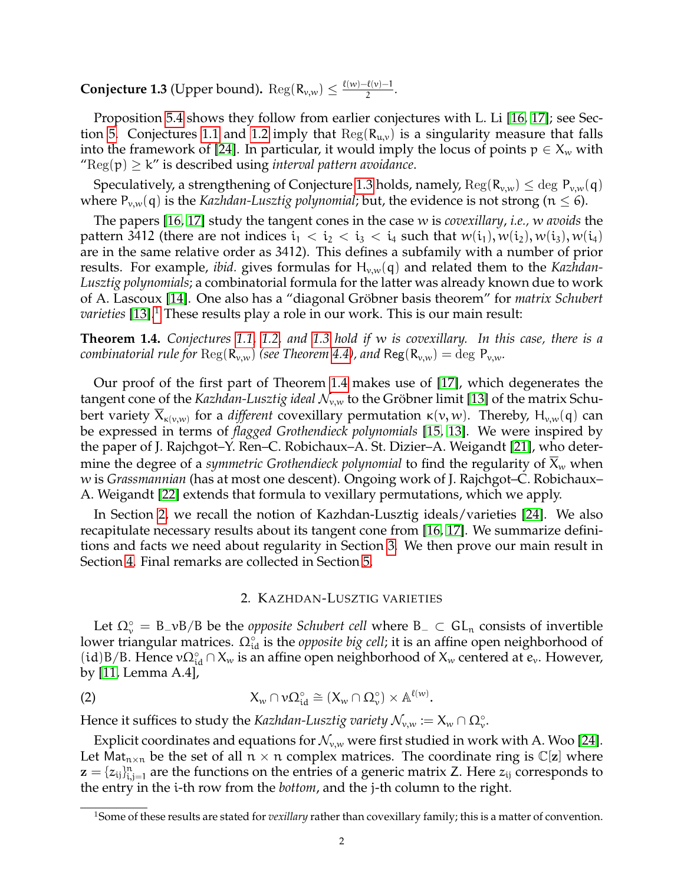**Conjecture 1.3** (Upper bound). $\mathrm{Reg}(R_{v,w}) \leq \frac{\ell(w)-\ell(v)-1}{2}$.

Proposition 5.4 shows they follow from earlier conjectures with L. Li [16, 17]; see Section 5. Conjectures 1.1 and 1.2 imply that $\mathrm{Reg}(R_{u,v})$ is a singularity measure that falls into the framework of [24]. In particular, it would imply the locus of points $p \in X_w$ with "$\mathrm{Reg}(p) \geq k$" is described using *interval pattern avoidance*.

Speculatively, a strengthening of Conjecture 1.3 holds, namely, $\mathrm{Reg}(R_{v,w}) \leq \deg P_{v,w}(q)$ where $P_{v,w}(q)$ is the *Kazhdan-Lusztig polynomial*; but, the evidence is not strong ($n \leq 6$).

The papers [16, 17] study the tangent cones in the case $w$ is *covexillary*, *i.e., w avoids* the pattern 3412 (there are not indices $i_1 < i_2 < i_3 < i_4$ such that $w(i_1), w(i_2), w(i_3), w(i_4)$ are in the same relative order as 3412). This defines a subfamily with a number of prior results. For example, *ibid.* gives formulas for $H_{v,w}(q)$ and related them to the *Kazhdan-Lusztig polynomials*; a combinatorial formula for the latter was already known due to work of A. Lascoux [14]. One also has a "diagonal Gröbner basis theorem" for *matrix Schubert varieties* [13].[1] These results play a role in our work. This is our main result:

**Theorem 1.4.** *Conjectures 1.1, 1.2, and 1.3 hold if w is covexillary. In this case, there is a combinatorial rule for* $\mathrm{Reg}(R_{v,w})$ *(see Theorem 4.4), and* $\mathsf{Reg}(R_{v,w}) = \deg P_{v,w}$.

Our proof of the first part of Theorem 1.4 makes use of [17], which degenerates the tangent cone of the *Kazhdan-Lusztig ideal* $\mathcal{N}_{v,w}$ to the Gröbner limit [13] of the matrix Schubert variety $\overline{X}_{\kappa(v,w)}$ for a *different* covexillary permutation $\kappa(v,w)$. Thereby, $H_{v,w}(q)$ can be expressed in terms of *flagged Grothendieck polynomials* [15, 13]. We were inspired by the paper of J. Rajchgot–Y. Ren–C. Robichaux–A. St. Dizier–A. Weigandt [21], who determine the degree of a *symmetric Grothendieck polynomial* to find the regularity of $\overline{X}_w$ when $w$ is *Grassmannian* (has at most one descent). Ongoing work of J. Rajchgot–C. Robichaux–A. Weigandt [22] extends that formula to vexillary permutations, which we apply.

In Section 2, we recall the notion of Kazhdan-Lusztig ideals/varieties [24]. We also recapitulate necessary results about its tangent cone from [16, 17]. We summarize definitions and facts we need about regularity in Section 3. We then prove our main result in Section 4. Final remarks are collected in Section 5.

## 2. Kazhdan-Lusztig varieties

Let $\Omega_v^\circ = B_- vB/B$ be the *opposite Schubert cell* where $B_- \subset GL_n$ consists of invertible lower triangular matrices. $\Omega_{\mathrm{id}}^\circ$ is the *opposite big cell*; it is an affine open neighborhood of $(\mathrm{id})B/B$. Hence $v\Omega_{\mathrm{id}}^\circ \cap X_w$ is an affine open neighborhood of $X_w$ centered at $e_v$. However, by [11, Lemma A.4],

$$X_w \cap v\Omega_{\mathrm{id}}^\circ \cong (X_w \cap \Omega_v^\circ) \times \mathbb{A}^{\ell(w)}. \tag{2}$$

Hence it suffices to study the *Kazhdan-Lusztig variety* $\mathcal{N}_{v,w} := X_w \cap \Omega_v^\circ$.

Explicit coordinates and equations for $\mathcal{N}_{v,w}$ were first studied in work with A. Woo [24]. Let $\mathsf{Mat}_{n\times n}$ be the set of all $n \times n$ complex matrices. The coordinate ring is $\mathbb{C}[\mathbf{z}]$ where $\mathbf{z} = \{z_{ij}\}_{i,j=1}^n$ are the functions on the entries of a generic matrix $Z$. Here $z_{ij}$ corresponds to the entry in the $i$-th row from the *bottom*, and the $j$-th column to the right.

---

[1] Some of these results are stated for *vexillary* rather than covexillary family; this is a matter of convention.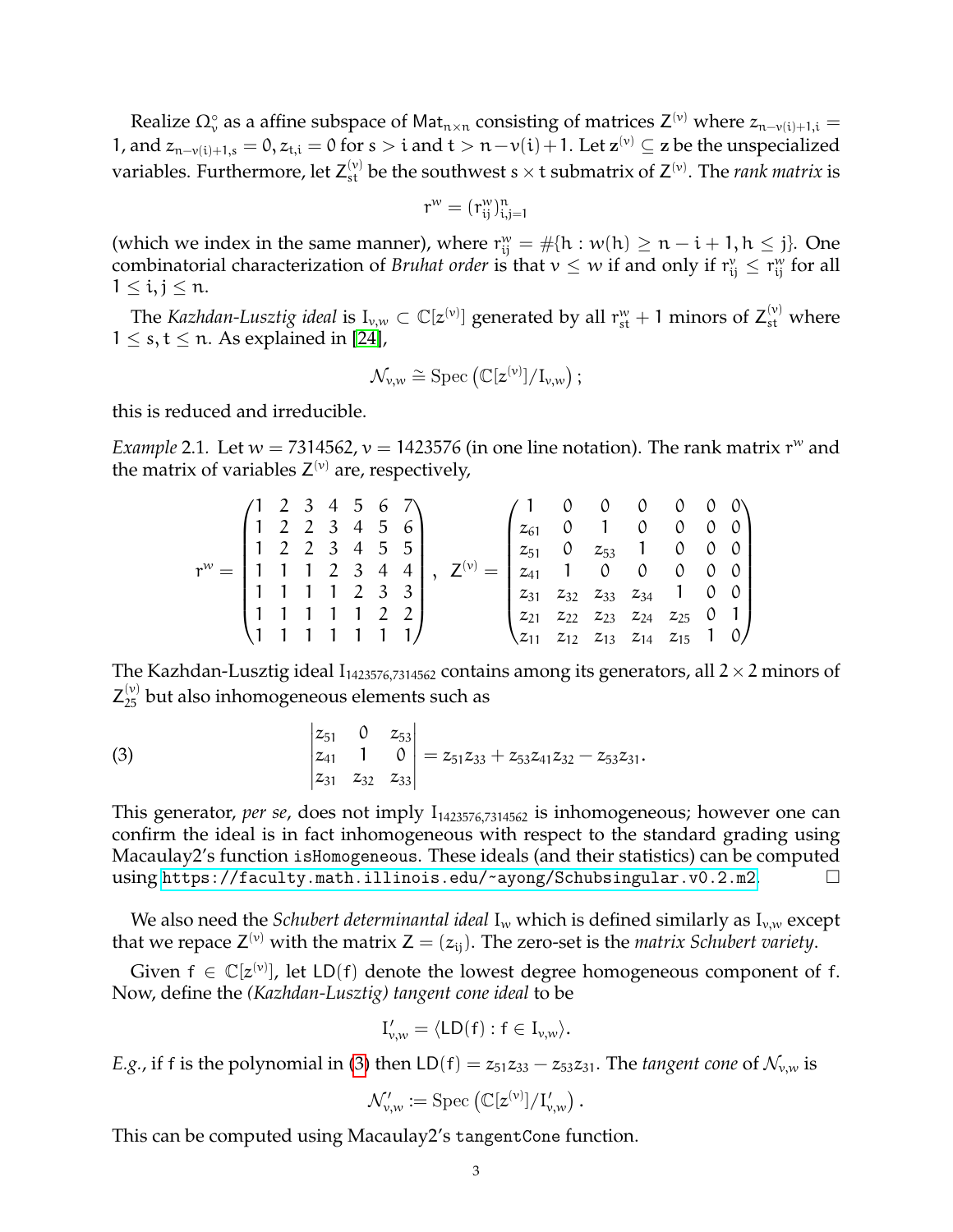Realize $\Omega_v^\circ$ as a affine subspace of $\mathrm{Mat}_{n\times n}$ consisting of matrices $Z^{(v)}$ where $z_{n-v(i)+1,i} = 1$, and $z_{n-v(i)+1,s} = 0, z_{t,i} = 0$ for $s > i$ and $t > n - v(i) + 1$. Let $\mathbf{z}^{(v)} \subseteq \mathbf{z}$ be the unspecialized variables. Furthermore, let $Z_{st}^{(v)}$ be the southwest $s \times t$ submatrix of $Z^{(v)}$. The *rank matrix* is

$$r^w = (r_{ij}^w)_{i,j=1}^n$$

(which we index in the same manner), where $r_{ij}^w = \#\{h : w(h) \geq n - i + 1, h \leq j\}$. One combinatorial characterization of *Bruhat order* is that $v \leq w$ if and only if $r_{ij}^v \leq r_{ij}^w$ for all $1 \leq i, j \leq n$.

The *Kazhdan-Lusztig ideal* is $I_{v,w} \subset \mathbb{C}[\mathbf{z}^{(v)}]$ generated by all $r_{st}^w + 1$ minors of $Z_{st}^{(v)}$ where $1 \leq s, t \leq n$. As explained in [24],

$$\mathcal{N}_{v,w} \cong \mathrm{Spec}\left(\mathbb{C}[\mathbf{z}^{(v)}]/I_{v,w}\right);$$

this is reduced and irreducible.

*Example* 2.1. Let $w = 7314562$, $v = 1423576$ (in one line notation). The rank matrix $r^w$ and the matrix of variables $Z^{(v)}$ are, respectively,

$$r^w = \begin{pmatrix} 1 & 2 & 3 & 4 & 5 & 6 & 7 \\ 1 & 2 & 2 & 3 & 4 & 5 & 6 \\ 1 & 2 & 2 & 3 & 4 & 5 & 5 \\ 1 & 1 & 1 & 2 & 3 & 4 & 4 \\ 1 & 1 & 1 & 1 & 2 & 3 & 3 \\ 1 & 1 & 1 & 1 & 1 & 2 & 2 \\ 1 & 1 & 1 & 1 & 1 & 1 & 1 \end{pmatrix}, \quad Z^{(v)} = \begin{pmatrix} 1 & 0 & 0 & 0 & 0 & 0 & 0 \\ z_{61} & 0 & 1 & 0 & 0 & 0 & 0 \\ z_{51} & 0 & z_{53} & 1 & 0 & 0 & 0 \\ z_{41} & 1 & 0 & 0 & 0 & 0 & 0 \\ z_{31} & z_{32} & z_{33} & z_{34} & 1 & 0 & 0 \\ z_{21} & z_{22} & z_{23} & z_{24} & z_{25} & 0 & 1 \\ z_{11} & z_{12} & z_{13} & z_{14} & z_{15} & 1 & 0 \end{pmatrix}$$

The Kazhdan-Lusztig ideal $I_{1423576,7314562}$ contains among its generators, all $2 \times 2$ minors of $Z_{25}^{(v)}$ but also inhomogeneous elements such as

$$\begin{vmatrix} z_{51} & 0 & z_{53} \\ z_{41} & 1 & 0 \\ z_{31} & z_{32} & z_{33} \end{vmatrix} = z_{51}z_{33} + z_{53}z_{41}z_{32} - z_{53}z_{31}. \tag{3}$$

This generator, *per se*, does not imply $I_{1423576,7314562}$ is inhomogeneous; however one can confirm the ideal is in fact inhomogeneous with respect to the standard grading using Macaulay2's function `isHomogeneous`. These ideals (and their statistics) can be computed using https://faculty.math.illinois.edu/~ayong/Schubsingular.v0.2.m2. □

We also need the *Schubert determinantal ideal* $I_w$ which is defined similarly as $I_{v,w}$ except that we repace $Z^{(v)}$ with the matrix $Z = (z_{ij})$. The zero-set is the *matrix Schubert variety*.

Given $f \in \mathbb{C}[\mathbf{z}^{(v)}]$, let $\mathsf{LD}(f)$ denote the lowest degree homogeneous component of $f$. Now, define the *(Kazhdan-Lusztig) tangent cone ideal* to be

$$I'_{v,w} = \langle \mathsf{LD}(f) : f \in I_{v,w} \rangle.$$

*E.g.*, if $f$ is the polynomial in (3) then $\mathsf{LD}(f) = z_{51}z_{33} - z_{53}z_{31}$. The *tangent cone* of $\mathcal{N}_{v,w}$ is

$$\mathcal{N}'_{v,w} := \mathrm{Spec}\left(\mathbb{C}[\mathbf{z}^{(v)}]/I'_{v,w}\right).$$

This can be computed using Macaulay2's `tangentCone` function.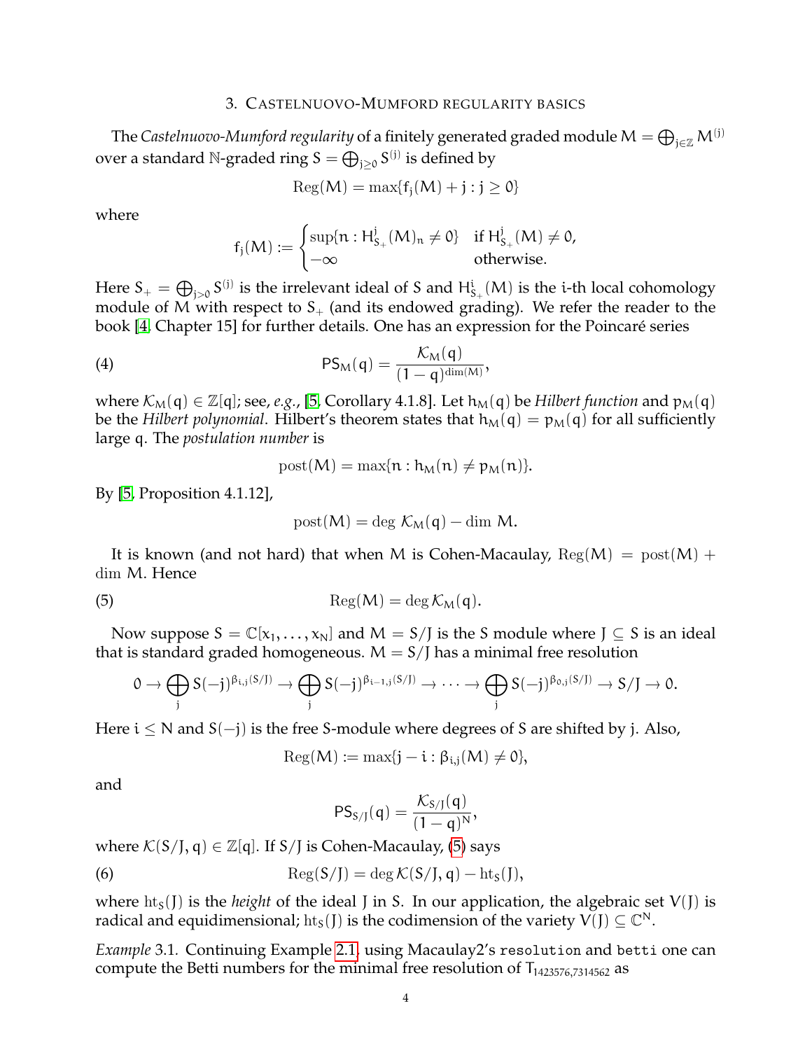## 3. Castelnuovo-Mumford regularity basics

The *Castelnuovo-Mumford regularity* of a finitely generated graded module $M = \bigoplus_{j\in\mathbb{Z}} M^{(j)}$ over a standard $\mathbb{N}$-graded ring $S = \bigoplus_{j\geq 0} S^{(j)}$ is defined by

$$\mathrm{Reg}(M) = \max\{f_j(M) + j : j \geq 0\}$$

where

$$f_j(M) := \begin{cases} \sup\{n : H^j_{S_+}(M)_n \neq 0\} & \text{if } H^j_{S_+}(M) \neq 0, \\ -\infty & \text{otherwise.} \end{cases}$$

Here $S_+ = \bigoplus_{j>0} S^{(j)}$ is the irrelevant ideal of $S$ and $H^i_{S_+}(M)$ is the $i$-th local cohomology module of $M$ with respect to $S_+$ (and its endowed grading). We refer the reader to the book [4, Chapter 15] for further details. One has an expression for the Poincaré series

$$\mathsf{PS}_M(q) = \frac{\mathcal{K}_M(q)}{(1-q)^{\dim(M)}}, \tag{4}$$

where $\mathcal{K}_M(q) \in \mathbb{Z}[q]$; see, *e.g.*, [5, Corollary 4.1.8]. Let $h_M(q)$ be *Hilbert function* and $p_M(q)$ be the *Hilbert polynomial*. Hilbert's theorem states that $h_M(q) = p_M(q)$ for all sufficiently large $q$. The *postulation number* is

$$\mathrm{post}(M) = \max\{n : h_M(n) \neq p_M(n)\}.$$

By [5, Proposition 4.1.12],

$$\mathrm{post}(M) = \deg\, \mathcal{K}_M(q) - \dim\, M.$$

It is known (and not hard) that when $M$ is Cohen-Macaulay, $\mathrm{Reg}(M) = \mathrm{post}(M) + \dim\, M$. Hence

$$\mathrm{Reg}(M) = \deg \mathcal{K}_M(q). \tag{5}$$

Now suppose $S = \mathbb{C}[x_1, \ldots, x_N]$ and $M = S/J$ is the $S$ module where $J \subseteq S$ is an ideal that is standard graded homogeneous. $M = S/J$ has a minimal free resolution

$$0 \to \bigoplus_j S(-j)^{\beta_{i,j}(S/J)} \to \bigoplus_j S(-j)^{\beta_{i-1,j}(S/J)} \to \cdots \to \bigoplus_j S(-j)^{\beta_{0,j}(S/J)} \to S/J \to 0.$$

Here $i \leq N$ and $S(-j)$ is the free $S$-module where degrees of $S$ are shifted by $j$. Also,

$$\mathrm{Reg}(M) := \max\{j - i : \beta_{i,j}(M) \neq 0\},$$

and

$$\mathsf{PS}_{S/J}(q) = \frac{\mathcal{K}_{S/J}(q)}{(1-q)^N},$$

where $\mathcal{K}(S/J, q) \in \mathbb{Z}[q]$. If $S/J$ is Cohen-Macaulay, (5) says

$$\mathrm{Reg}(S/J) = \deg \mathcal{K}(S/J, q) - \mathrm{ht}_S(J), \tag{6}$$

where $\mathrm{ht}_S(J)$ is the *height* of the ideal $J$ in $S$. In our application, the algebraic set $V(J)$ is radical and equidimensional; $\mathrm{ht}_S(J)$ is the codimension of the variety $V(J) \subseteq \mathbb{C}^N$.

*Example* 3.1. Continuing Example 2.1, using Macaulay2's `resolution` and `betti` one can compute the Betti numbers for the minimal free resolution of $T_{1423576,7314562}$ as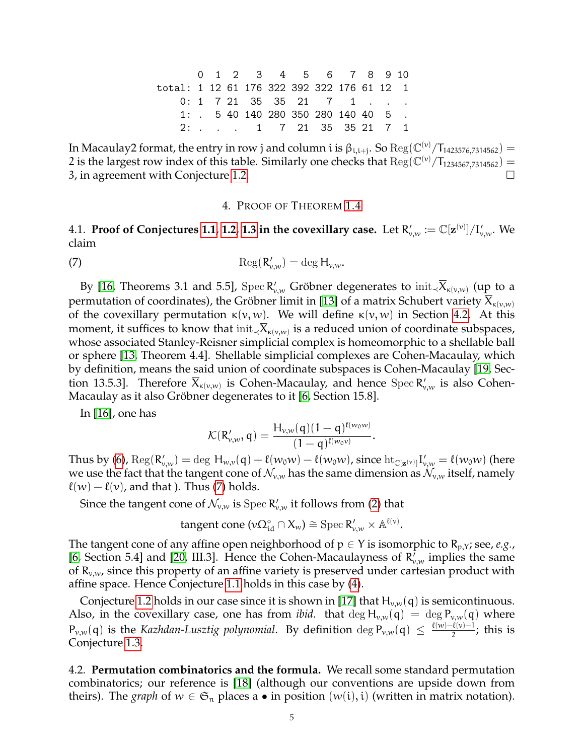```
       0  1  2   3   4   5   6   7  8  9 10
total: 1 12 61 176 322 392 322 176 61 12  1
    0: 1  7 21  35  35  21   7   1  .  .  .
    1: .  5 40 140 280 350 280 140 40  5  .
    2: .  .  .   1   7  21  35  35 21  7  1
```

In Macaulay2 format, the entry in row j and column i is $\beta_{i,i+j}$. So $\mathrm{Reg}(\mathbb{C}^{(v)}/T_{1423576,7314562}) = 2$ is the largest row index of this table. Similarly one checks that $\mathrm{Reg}(\mathbb{C}^{(v)}/T_{1234567,7314562}) = 3$, in agreement with Conjecture 1.2. $\square$

## 4. Proof of Theorem 1.4

**4.1. Proof of Conjectures 1.1, 1.2, 1.3 in the covexillary case.** Let $R'_{v,w} := \mathbb{C}[\mathbf{z}^{(v)}]/I'_{v,w}$. We claim

$$\mathrm{Reg}(R'_{v,w}) = \deg H_{v,w}. \tag{7}$$

By [16, Theorems 3.1 and 5.5], $\mathrm{Spec}\, R'_{v,w}$ Gröbner degenerates to $\mathrm{init}_{\prec}\overline{X}_{\kappa(v,w)}$ (up to a permutation of coordinates), the Gröbner limit in [13] of a matrix Schubert variety $\overline{X}_{\kappa(v,w)}$ of the covexillary permutation $\kappa(v,w)$. We will define $\kappa(v,w)$ in Section 4.2. At this moment, it suffices to know that $\mathrm{init}_{\prec}\overline{X}_{\kappa(v,w)}$ is a reduced union of coordinate subspaces, whose associated Stanley-Reisner simplicial complex is homeomorphic to a shellable ball or sphere [13, Theorem 4.4]. Shellable simplicial complexes are Cohen-Macaulay, which by definition, means the said union of coordinate subspaces is Cohen-Macaulay [19, Section 13.5.3]. Therefore $\overline{X}_{\kappa(v,w)}$ is Cohen-Macaulay, and hence $\mathrm{Spec}\, R'_{v,w}$ is also Cohen-Macaulay as it also Gröbner degenerates to it [6, Section 15.8].

In [16], one has

$$\mathcal{K}(R'_{v,w}, q) = \frac{H_{v,w}(q)(1-q)^{\ell(w_0 w)}}{(1-q)^{\ell(w_0 v)}}.$$

Thus by (6), $\mathrm{Reg}(R'_{v,w}) = \deg\, H_{w,v}(q) + \ell(w_0 w) - \ell(w_0 w)$, since $\mathrm{ht}_{\mathbb{C}[\mathbf{z}^{(v)}]} I'_{v,w} = \ell(w_0 w)$ (here we use the fact that the tangent cone of $\mathcal{N}_{v,w}$ has the same dimension as $\mathcal{N}_{v,w}$ itself, namely $\ell(w) - \ell(v)$, and that ). Thus (7) holds.

Since the tangent cone of $\mathcal{N}_{v,w}$ is $\mathrm{Spec}\, R'_{v,w}$ it follows from (2) that

$$\text{tangent cone } (v\Omega^{\circ}_{\mathrm{id}} \cap X_w) \cong \mathrm{Spec}\, R'_{v,w} \times \mathbb{A}^{\ell(v)}.$$

The tangent cone of any affine open neighborhood of $p \in Y$ is isomorphic to $R_{p,Y}$; see, *e.g.*, [6, Section 5.4] and [20, III.3]. Hence the Cohen-Macaulayness of $R'_{v,w}$ implies the same of $R_{v,w}$, since this property of an affine variety is preserved under cartesian product with affine space. Hence Conjecture 1.1 holds in this case by (4).

Conjecture 1.2 holds in our case since it is shown in [17] that $H_{v,w}(q)$ is semicontinuous. Also, in the covexillary case, one has from *ibid.* that $\deg H_{v,w}(q) = \deg P_{v,w}(q)$ where $P_{v,w}(q)$ is the *Kazhdan-Lusztig polynomial*. By definition $\deg P_{v,w}(q) \leq \frac{\ell(w)-\ell(v)-1}{2}$; this is Conjecture 1.3.

**4.2. Permutation combinatorics and the formula.** We recall some standard permutation combinatorics; our reference is [18] (although our conventions are upside down from theirs). The *graph* of $w \in \mathfrak{S}_n$ places a $\bullet$ in position $(w(i), i)$ (written in matrix notation).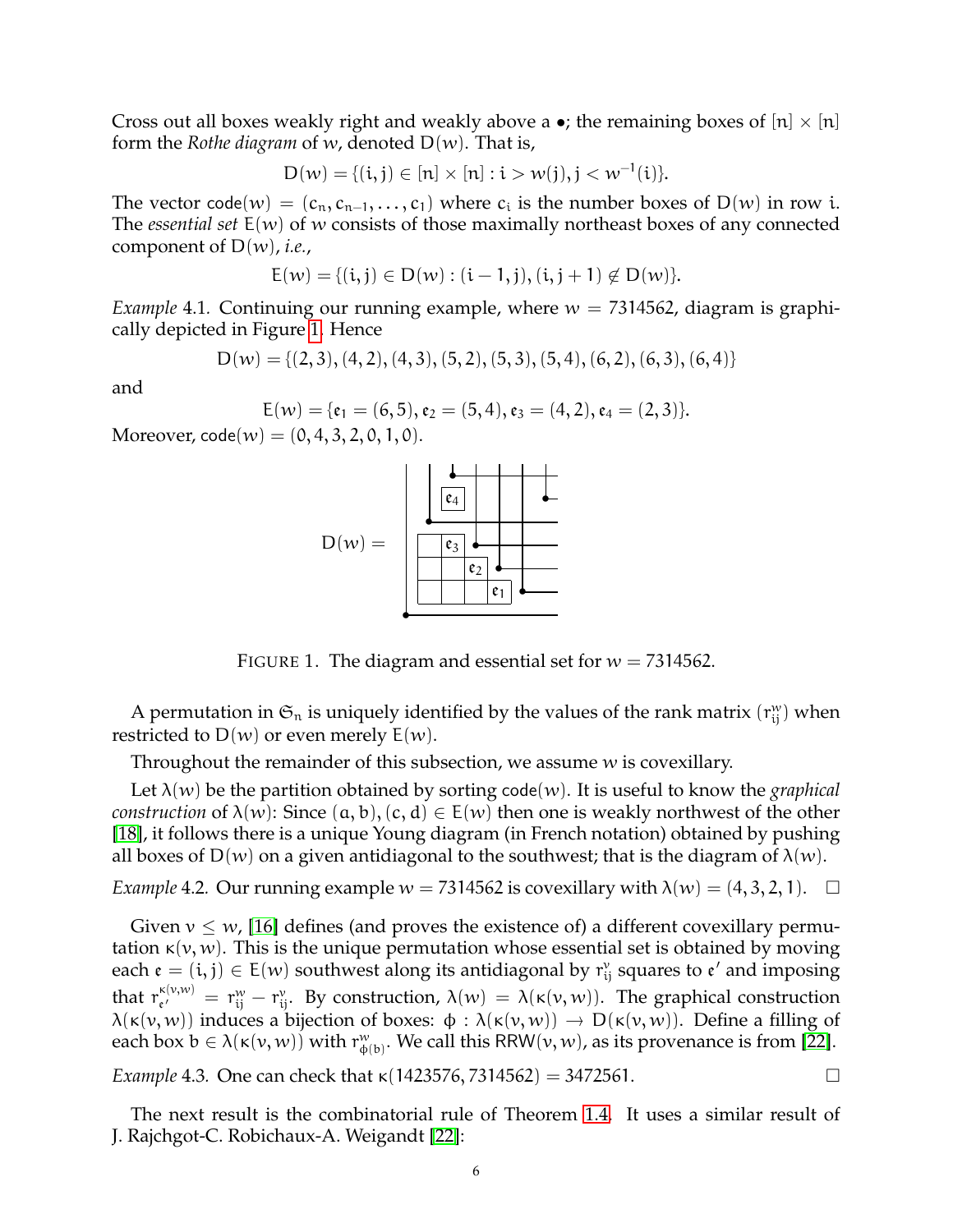Cross out all boxes weakly right and weakly above a •; the remaining boxes of $[n] \times [n]$ form the *Rothe diagram* of $w$, denoted $D(w)$. That is,

$$D(w) = \{(i,j) \in [n] \times [n] : i > w(j), j < w^{-1}(i)\}.$$

The vector $\mathsf{code}(w) = (c_n, c_{n-1}, \ldots, c_1)$ where $c_i$ is the number boxes of $D(w)$ in row $i$. The *essential set* $E(w)$ of $w$ consists of those maximally northeast boxes of any connected component of $D(w)$, *i.e.*,

$$E(w) = \{(i,j) \in D(w) : (i-1,j), (i,j+1) \notin D(w)\}.$$

*Example* 4.1. Continuing our running example, where $w = 7314562$, diagram is graphically depicted in Figure 1. Hence

$$D(w) = \{(2,3), (4,2), (4,3), (5,2), (5,3), (5,4), (6,2), (6,3), (6,4)\}$$

and

$$E(w) = \{\mathfrak{e}_1 = (6,5), \mathfrak{e}_2 = (5,4), \mathfrak{e}_3 = (4,2), \mathfrak{e}_4 = (2,3)\}.$$

Moreover, $\mathsf{code}(w) = (0,4,3,2,0,1,0)$.

FIGURE 1. The diagram and essential set for $w = 7314562$.

A permutation in $\mathfrak{S}_n$ is uniquely identified by the values of the rank matrix $(r_{ij}^w)$ when restricted to $D(w)$ or even merely $E(w)$.

Throughout the remainder of this subsection, we assume $w$ is covexillary.

Let $\lambda(w)$ be the partition obtained by sorting $\mathsf{code}(w)$. It is useful to know the *graphical construction* of $\lambda(w)$: Since $(a,b), (c,d) \in E(w)$ then one is weakly northwest of the other [18], it follows there is a unique Young diagram (in French notation) obtained by pushing all boxes of $D(w)$ on a given antidiagonal to the southwest; that is the diagram of $\lambda(w)$.

*Example* 4.2. Our running example $w = 7314562$ is covexillary with $\lambda(w) = (4,3,2,1)$. $\square$

Given $v \leq w$, [16] defines (and proves the existence of) a different covexillary permutation $\kappa(v,w)$. This is the unique permutation whose essential set is obtained by moving each $\mathfrak{e} = (i,j) \in E(w)$ southwest along its antidiagonal by $r_{ij}^v$ squares to $\mathfrak{e}'$ and imposing that $r_{\mathfrak{e}'}^{\kappa(v,w)} = r_{ij}^w - r_{ij}^v$. By construction, $\lambda(w) = \lambda(\kappa(v,w))$. The graphical construction $\lambda(\kappa(v,w))$ induces a bijection of boxes: $\phi : \lambda(\kappa(v,w)) \to D(\kappa(v,w))$. Define a filling of each box $b \in \lambda(\kappa(v,w))$ with $r_{\phi(b)}^w$. We call this $\mathsf{RRW}(v,w)$, as its provenance is from [22].

*Example* 4.3. One can check that $\kappa(1423576, 7314562) = 3472561$. $\square$

The next result is the combinatorial rule of Theorem 1.4. It uses a similar result of J. Rajchgot-C. Robichaux-A. Weigandt [22]: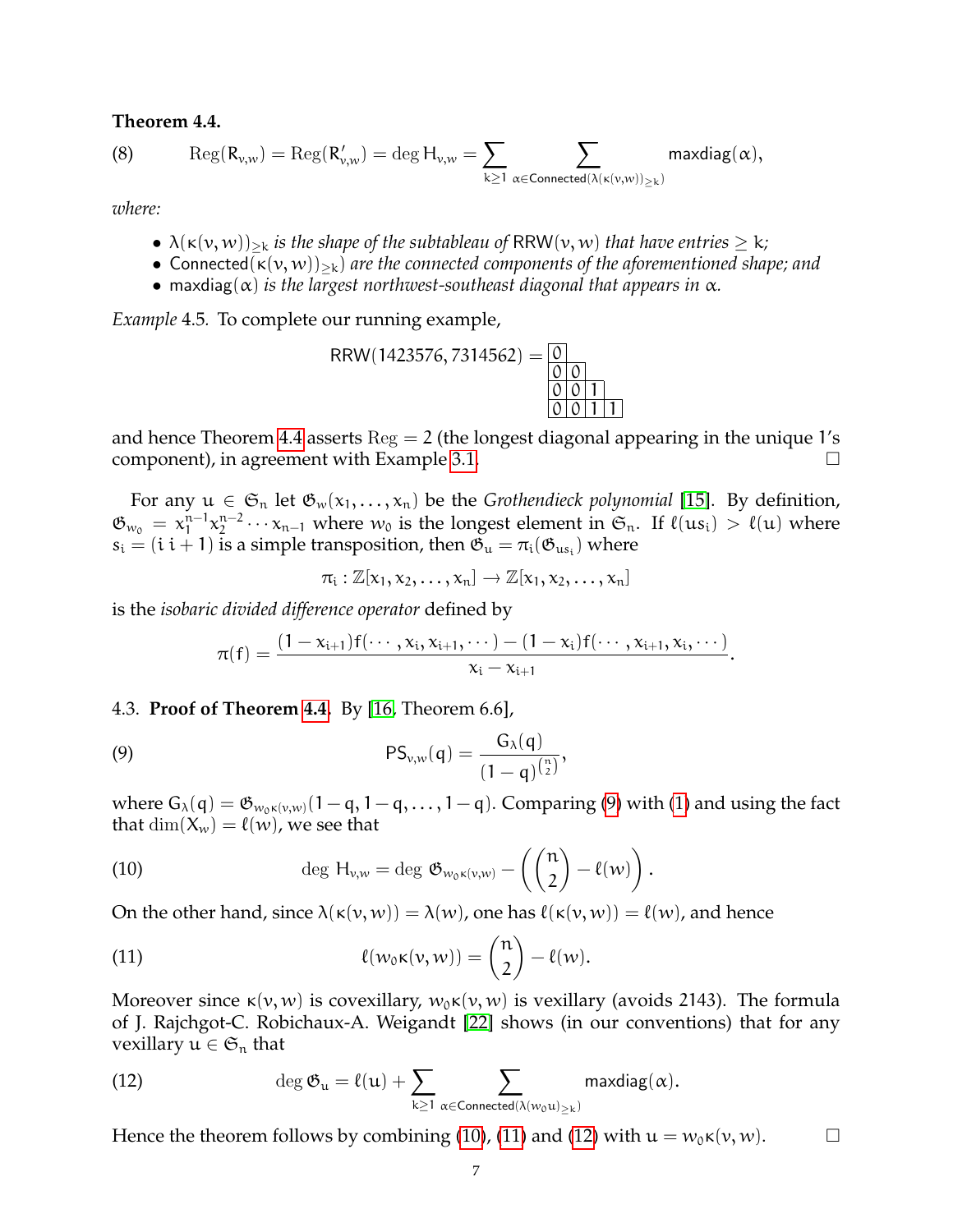**Theorem 4.4.**

$$\text{Reg}(R_{v,w}) = \text{Reg}(R'_{v,w}) = \deg H_{v,w} = \sum_{k\geq 1} \sum_{\alpha \in \mathsf{Connected}(\lambda(\kappa(v,w))_{\geq k})} \mathsf{maxdiag}(\alpha), \tag{8}$$

*where:*

- $\lambda(\kappa(v,w))_{\geq k}$ *is the shape of the subtableau of* $\mathsf{RRW}(v,w)$ *that have entries* $\geq k$*;*
- $\mathsf{Connected}(\kappa(v,w))_{\geq k})$ *are the connected components of the aforementioned shape; and*
- $\mathsf{maxdiag}(\alpha)$ *is the largest northwest-southeast diagonal that appears in* $\alpha$*.*

*Example* 4.5. To complete our running example,

$$\mathsf{RRW}(1423576, 7314562) = \begin{array}{|c|c|c|c|} \hline 0 \\ \cline{1-2} 0 & 0 \\ \cline{1-3} 0 & 0 & 1 \\ \hline 0 & 0 & 1 & 1 \\ \hline \end{array}$$

and hence Theorem 4.4 asserts $\text{Reg} = 2$ (the longest diagonal appearing in the unique 1's component), in agreement with Example 3.1. □

For any $u \in \mathfrak{S}_n$ let $\mathfrak{G}_w(x_1, \ldots, x_n)$ be the *Grothendieck polynomial* [15]. By definition, $\mathfrak{G}_{w_0} = x_1^{n-1}x_2^{n-2}\cdots x_{n-1}$ where $w_0$ is the longest element in $\mathfrak{S}_n$. If $\ell(us_i) > \ell(u)$ where $s_i = (i\; i+1)$ is a simple transposition, then $\mathfrak{G}_u = \pi_i(\mathfrak{G}_{us_i})$ where

$$\pi_i : \mathbb{Z}[x_1, x_2, \ldots, x_n] \to \mathbb{Z}[x_1, x_2, \ldots, x_n]$$

is the *isobaric divided difference operator* defined by

$$\pi(f) = \frac{(1-x_{i+1})f(\cdots, x_i, x_{i+1}, \cdots) - (1-x_i)f(\cdots, x_{i+1}, x_i, \cdots)}{x_i - x_{i+1}}.$$

4.3. **Proof of Theorem 4.4.** By [16, Theorem 6.6],

$$\mathsf{PS}_{v,w}(q) = \frac{G_\lambda(q)}{(1-q)^{\binom{n}{2}}}, \tag{9}$$

where $G_\lambda(q) = \mathfrak{G}_{w_0\kappa(v,w)}(1-q, 1-q, \ldots, 1-q)$. Comparing (9) with (1) and using the fact that $\dim(X_w) = \ell(w)$, we see that

$$\deg\, H_{v,w} = \deg\, \mathfrak{G}_{w_0\kappa(v,w)} - \left(\binom{n}{2} - \ell(w)\right). \tag{10}$$

On the other hand, since $\lambda(\kappa(v,w)) = \lambda(w)$, one has $\ell(\kappa(v,w)) = \ell(w)$, and hence

$$\ell(w_0\kappa(v,w)) = \binom{n}{2} - \ell(w). \tag{11}$$

Moreover since $\kappa(v,w)$ is covexillary, $w_0\kappa(v,w)$ is vexillary (avoids 2143). The formula of J. Rajchgot-C. Robichaux-A. Weigandt [22] shows (in our conventions) that for any vexillary $u \in \mathfrak{S}_n$ that

$$\deg \mathfrak{G}_u = \ell(u) + \sum_{k\geq 1} \sum_{\alpha \in \mathsf{Connected}(\lambda(w_0 u)_{\geq k})} \mathsf{maxdiag}(\alpha). \tag{12}$$

Hence the theorem follows by combining (10), (11) and (12) with $u = w_0\kappa(v,w)$. □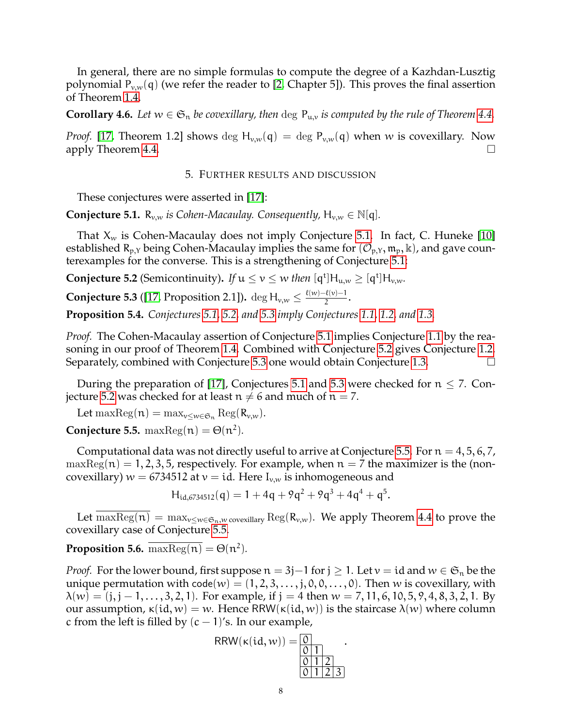In general, there are no simple formulas to compute the degree of a Kazhdan-Lusztig polynomial $P_{v,w}(q)$ (we refer the reader to [2, Chapter 5]). This proves the final assertion of Theorem 1.4.

**Corollary 4.6.** *Let $w \in \mathfrak{S}_n$ be covexillary, then* $\deg P_{u,v}$ *is computed by the rule of Theorem 4.4.*

*Proof.* [17, Theorem 1.2] shows $\deg H_{v,w}(q) = \deg P_{v,w}(q)$ when $w$ is covexillary. Now apply Theorem 4.4. □

## 5. Further results and discussion

These conjectures were asserted in [17]:

**Conjecture 5.1.** *$R_{v,w}$ is Cohen-Macaulay. Consequently, $H_{v,w} \in \mathbb{N}[q]$.*

That $X_w$ is Cohen-Macaulay does not imply Conjecture 5.1. In fact, C. Huneke [10] established $R_{p,Y}$ being Cohen-Macaulay implies the same for $(\mathcal{O}_{p,Y}, \mathfrak{m}_p, \Bbbk)$, and gave counterexamples for the converse. This is a strengthening of Conjecture 5.1:

**Conjecture 5.2** (Semicontinuity)**.** *If $u \leq v \leq w$ then $[q^t]H_{u,w} \geq [q^t]H_{v,w}$.*

**Conjecture 5.3** ([17, Proposition 2.1])**.** $\deg H_{v,w} \leq \frac{\ell(w)-\ell(v)-1}{2}$.

**Proposition 5.4.** *Conjectures 5.1, 5.2, and 5.3 imply Conjectures 1.1, 1.2, and 1.3.*

*Proof.* The Cohen-Macaulay assertion of Conjecture 5.1 implies Conjecture 1.1 by the reasoning in our proof of Theorem 1.4. Combined with Conjecture 5.2 gives Conjecture 1.2. Separately, combined with Conjecture 5.3 one would obtain Conjecture 1.3. □

During the preparation of [17], Conjectures 5.1 and 5.3 were checked for $n \leq 7$. Conjecture 5.2 was checked for at least $n \neq 6$ and much of $n = 7$.

Let $\mathrm{maxReg}(n) = \max_{v \leq w \in \mathfrak{S}_n} \mathrm{Reg}(R_{v,w})$.

**Conjecture 5.5.** $\mathrm{maxReg}(n) = \Theta(n^2)$.

Computational data was not directly useful to arrive at Conjecture 5.5. For $n = 4, 5, 6, 7$, $\mathrm{maxReg}(n) = 1, 2, 3, 5$, respectively. For example, when $n = 7$ the maximizer is the (non-covexillary) $w = 6734512$ at $v = \mathrm{id}$. Here $I_{v,w}$ is inhomogeneous and

$$H_{\mathrm{id},6734512}(q) = 1 + 4q + 9q^2 + 9q^3 + 4q^4 + q^5.$$

Let $\overline{\mathrm{maxReg}(n)} = \max_{v \leq w \in \mathfrak{S}_n, w \text{ covexillary}} \mathrm{Reg}(R_{v,w})$. We apply Theorem 4.4 to prove the covexillary case of Conjecture 5.5.

**Proposition 5.6.** $\overline{\mathrm{maxReg}(n)} = \Theta(n^2)$.

*Proof.* For the lower bound, first suppose $n = 3j-1$ for $j \geq 1$. Let $v = \mathrm{id}$ and $w \in \mathfrak{S}_n$ be the unique permutation with $\mathsf{code}(w) = (1, 2, 3, \ldots, j, 0, 0, \ldots, 0)$. Then $w$ is covexillary, with $\lambda(w) = (j, j-1, \ldots, 3, 2, 1)$. For example, if $j = 4$ then $w = 7, 11, 6, 10, 5, 9, 4, 8, 3, 2, 1$. By our assumption, $\kappa(\mathrm{id}, w) = w$. Hence $\mathrm{RRW}(\kappa(\mathrm{id}, w))$ is the staircase $\lambda(w)$ where column $c$ from the left is filled by $(c-1)$'s. In our example,

$$\mathrm{RRW}(\kappa(\mathrm{id}, w)) = \begin{array}{|c|c|c|c|} \hline 0 \\ \cline{1-2} 0 & 1 \\ \cline{1-3} 0 & 1 & 2 \\ \hline 0 & 1 & 2 & 3 \\ \hline \end{array}.$$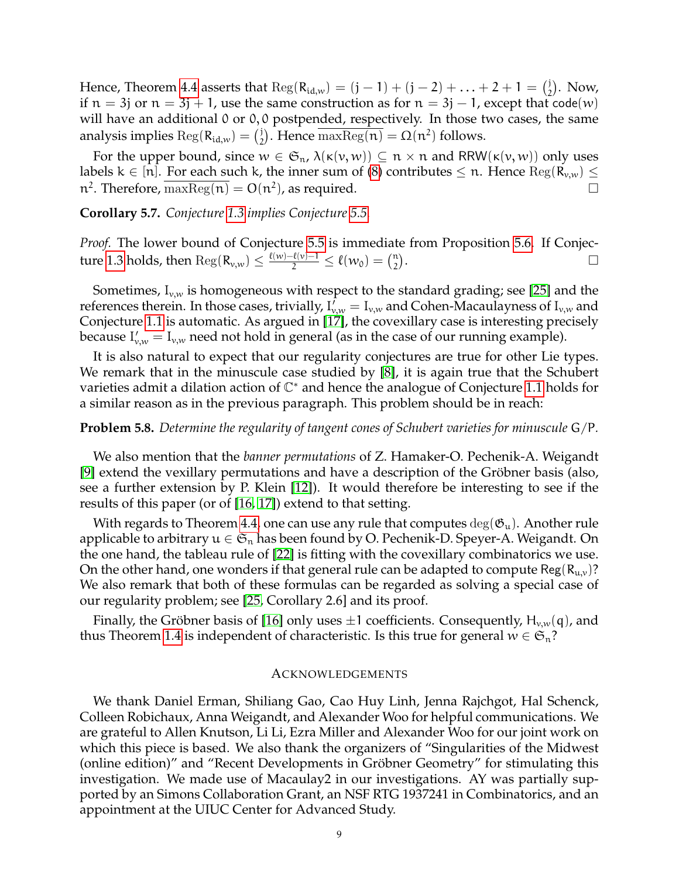Hence, Theorem 4.4 asserts that $\mathrm{Reg}(R_{\mathrm{id},w}) = (j-1) + (j-2) + \ldots + 2 + 1 = \binom{j}{2}$. Now, if $n = 3j$ or $n = 3j+1$, use the same construction as for $n = 3j-1$, except that $\mathsf{code}(w)$ will have an additional $0$ or $0, 0$ postpended, respectively. In those two cases, the same analysis implies $\mathrm{Reg}(R_{\mathrm{id},w}) = \binom{j}{2}$. Hence $\overline{\mathrm{maxReg}(n)} = \Omega(n^2)$ follows.

For the upper bound, since $w \in \mathfrak{S}_n$, $\lambda(\kappa(v, w)) \subseteq n \times n$ and $\mathrm{RRW}(\kappa(v, w))$ only uses labels $k \in [n]$. For each such $k$, the inner sum of (8) contributes $\leq n$. Hence $\mathrm{Reg}(R_{v,w}) \leq n^2$. Therefore, $\overline{\mathrm{maxReg}(n)} = O(n^2)$, as required. □

**Corollary 5.7.** *Conjecture 1.3 implies Conjecture 5.5.*

*Proof.* The lower bound of Conjecture 5.5 is immediate from Proposition 5.6. If Conjecture 1.3 holds, then $\mathrm{Reg}(R_{v,w}) \leq \frac{\ell(w)-\ell(v)-1}{2} \leq \ell(w_0) = \binom{n}{2}$. □

Sometimes, $I_{v,w}$ is homogeneous with respect to the standard grading; see [25] and the references therein. In those cases, trivially, $I'_{v,w} = I_{v,w}$ and Cohen-Macaulayness of $I_{v,w}$ and Conjecture 1.1 is automatic. As argued in [17], the covexillary case is interesting precisely because $I'_{v,w} = I_{v,w}$ need not hold in general (as in the case of our running example).

It is also natural to expect that our regularity conjectures are true for other Lie types. We remark that in the minuscule case studied by [8], it is again true that the Schubert varieties admit a dilation action of $\mathbb{C}^*$ and hence the analogue of Conjecture 1.1 holds for a similar reason as in the previous paragraph. This problem should be in reach:

**Problem 5.8.** *Determine the regularity of tangent cones of Schubert varieties for minuscule* $G/P$.

We also mention that the *banner permutations* of Z. Hamaker-O. Pechenik-A. Weigandt [9] extend the vexillary permutations and have a description of the Gröbner basis (also, see a further extension by P. Klein [12]). It would therefore be interesting to see if the results of this paper (or of [16, 17]) extend to that setting.

With regards to Theorem 4.4, one can use any rule that computes $\deg(\mathfrak{G}_u)$. Another rule applicable to arbitrary $u \in \mathfrak{S}_n$ has been found by O. Pechenik-D. Speyer-A. Weigandt. On the one hand, the tableau rule of [22] is fitting with the covexillary combinatorics we use. On the other hand, one wonders if that general rule can be adapted to compute $\mathsf{Reg}(R_{u,v})$? We also remark that both of these formulas can be regarded as solving a special case of our regularity problem; see [25, Corollary 2.6] and its proof.

Finally, the Gröbner basis of [16] only uses $\pm 1$ coefficients. Consequently, $H_{v,w}(q)$, and thus Theorem 1.4 is independent of characteristic. Is this true for general $w \in \mathfrak{S}_n$?

## Acknowledgements

We thank Daniel Erman, Shiliang Gao, Cao Huy Linh, Jenna Rajchgot, Hal Schenck, Colleen Robichaux, Anna Weigandt, and Alexander Woo for helpful communications. We are grateful to Allen Knutson, Li Li, Ezra Miller and Alexander Woo for our joint work on which this piece is based. We also thank the organizers of "Singularities of the Midwest (online edition)" and "Recent Developments in Gröbner Geometry" for stimulating this investigation. We made use of Macaulay2 in our investigations. AY was partially supported by an Simons Collaboration Grant, an NSF RTG 1937241 in Combinatorics, and an appointment at the UIUC Center for Advanced Study.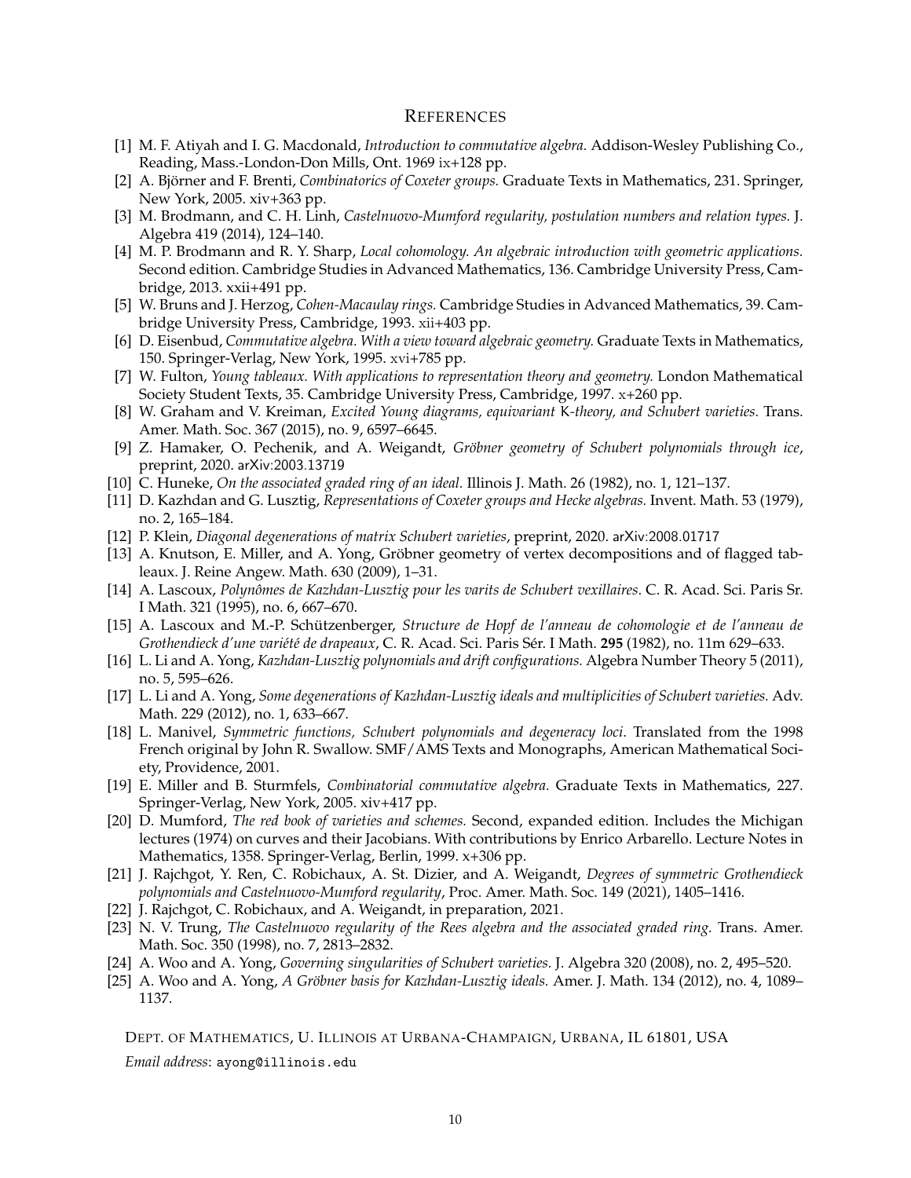## References

[1] M. F. Atiyah and I. G. Macdonald, *Introduction to commutative algebra.* Addison-Wesley Publishing Co., Reading, Mass.-London-Don Mills, Ont. 1969 ix+128 pp.

[2] A. Björner and F. Brenti, *Combinatorics of Coxeter groups.* Graduate Texts in Mathematics, 231. Springer, New York, 2005. xiv+363 pp.

[3] M. Brodmann, and C. H. Linh, *Castelnuovo-Mumford regularity, postulation numbers and relation types.* J. Algebra 419 (2014), 124–140.

[4] M. P. Brodmann and R. Y. Sharp, *Local cohomology. An algebraic introduction with geometric applications.* Second edition. Cambridge Studies in Advanced Mathematics, 136. Cambridge University Press, Cambridge, 2013. xxii+491 pp.

[5] W. Bruns and J. Herzog, *Cohen-Macaulay rings.* Cambridge Studies in Advanced Mathematics, 39. Cambridge University Press, Cambridge, 1993. xii+403 pp.

[6] D. Eisenbud, *Commutative algebra. With a view toward algebraic geometry.* Graduate Texts in Mathematics, 150. Springer-Verlag, New York, 1995. xvi+785 pp.

[7] W. Fulton, *Young tableaux. With applications to representation theory and geometry.* London Mathematical Society Student Texts, 35. Cambridge University Press, Cambridge, 1997. x+260 pp.

[8] W. Graham and V. Kreiman, *Excited Young diagrams, equivariant K-theory, and Schubert varieties.* Trans. Amer. Math. Soc. 367 (2015), no. 9, 6597–6645.

[9] Z. Hamaker, O. Pechenik, and A. Weigandt, *Gröbner geometry of Schubert polynomials through ice*, preprint, 2020. arXiv:2003.13719

[10] C. Huneke, *On the associated graded ring of an ideal.* Illinois J. Math. 26 (1982), no. 1, 121–137.

[11] D. Kazhdan and G. Lusztig, *Representations of Coxeter groups and Hecke algebras.* Invent. Math. 53 (1979), no. 2, 165–184.

[12] P. Klein, *Diagonal degenerations of matrix Schubert varieties*, preprint, 2020. arXiv:2008.01717

[13] A. Knutson, E. Miller, and A. Yong, Gröbner geometry of vertex decompositions and of flagged tableaux. J. Reine Angew. Math. 630 (2009), 1–31.

[14] A. Lascoux, *Polynômes de Kazhdan-Lusztig pour les varits de Schubert vexillaires*. C. R. Acad. Sci. Paris Sr. I Math. 321 (1995), no. 6, 667–670.

[15] A. Lascoux and M.-P. Schützenberger, *Structure de Hopf de l'anneau de cohomologie et de l'anneau de Grothendieck d'une variété de drapeaux*, C. R. Acad. Sci. Paris Sér. I Math. **295** (1982), no. 11m 629–633.

[16] L. Li and A. Yong, *Kazhdan-Lusztig polynomials and drift configurations.* Algebra Number Theory 5 (2011), no. 5, 595–626.

[17] L. Li and A. Yong, *Some degenerations of Kazhdan-Lusztig ideals and multiplicities of Schubert varieties.* Adv. Math. 229 (2012), no. 1, 633–667.

[18] L. Manivel, *Symmetric functions, Schubert polynomials and degeneracy loci*. Translated from the 1998 French original by John R. Swallow. SMF/AMS Texts and Monographs, American Mathematical Society, Providence, 2001.

[19] E. Miller and B. Sturmfels, *Combinatorial commutative algebra.* Graduate Texts in Mathematics, 227. Springer-Verlag, New York, 2005. xiv+417 pp.

[20] D. Mumford, *The red book of varieties and schemes.* Second, expanded edition. Includes the Michigan lectures (1974) on curves and their Jacobians. With contributions by Enrico Arbarello. Lecture Notes in Mathematics, 1358. Springer-Verlag, Berlin, 1999. x+306 pp.

[21] J. Rajchgot, Y. Ren, C. Robichaux, A. St. Dizier, and A. Weigandt, *Degrees of symmetric Grothendieck polynomials and Castelnuovo-Mumford regularity*, Proc. Amer. Math. Soc. 149 (2021), 1405–1416.

[22] J. Rajchgot, C. Robichaux, and A. Weigandt, in preparation, 2021.

[23] N. V. Trung, *The Castelnuovo regularity of the Rees algebra and the associated graded ring.* Trans. Amer. Math. Soc. 350 (1998), no. 7, 2813–2832.

[24] A. Woo and A. Yong, *Governing singularities of Schubert varieties.* J. Algebra 320 (2008), no. 2, 495–520.

[25] A. Woo and A. Yong, *A Gröbner basis for Kazhdan-Lusztig ideals.* Amer. J. Math. 134 (2012), no. 4, 1089–1137.

Dept. of Mathematics, U. Illinois at Urbana-Champaign, Urbana, IL 61801, USA

*Email address*: ayong@illinois.edu